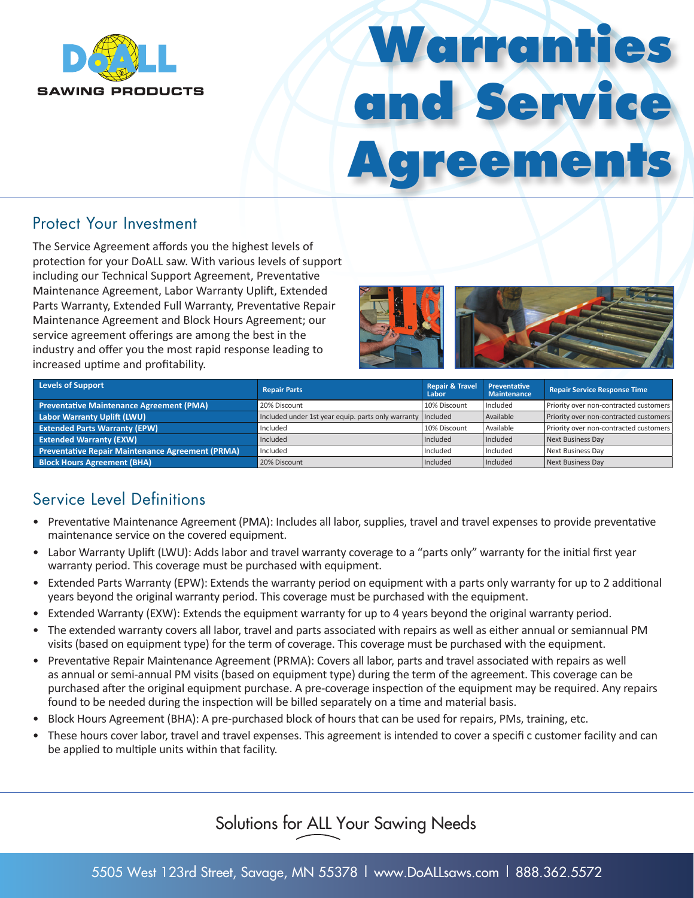DoALL SAWING PRODUCTS

# Warranties and Service Agreements

## Protect Your Investment

The Service Agreement affords you the highest levels of protection for your DoALL saw. With various levels of support including our Technical Support Agreement, Preventative Maintenance Agreement, Labor Warranty Uplift, Extended Parts Warranty, Extended Full Warranty, Preventative Repair Maintenance Agreement and Block Hours Agreement; our service agreement offerings are among the best in the industry and offer you the most rapid response leading to increased uptime and profitability.

| Levels of Support | Repair Parts | Repair & Travel Labor | Preventative Maintenance | Repair Service Response Time |
|---|---|---|---|---|
| **Preventative Maintenance Agreement (PMA)** | 20% Discount | 10% Discount | Included | Priority over non-contracted customers |
| **Labor Warranty Uplift (LWU)** | Included under 1st year equip. parts only warranty | Included | Available | Priority over non-contracted customers |
| **Extended Parts Warranty (EPW)** | Included | 10% Discount | Available | Priority over non-contracted customers |
| **Extended Warranty (EXW)** | Included | Included | Included | Next Business Day |
| **Preventative Repair Maintenance Agreement (PRMA)** | Included | Included | Included | Next Business Day |
| **Block Hours Agreement (BHA)** | 20% Discount | Included | Included | Next Business Day |

## Service Level Definitions

- Preventative Maintenance Agreement (PMA): Includes all labor, supplies, travel and travel expenses to provide preventative maintenance service on the covered equipment.
- Labor Warranty Uplift (LWU): Adds labor and travel warranty coverage to a "parts only" warranty for the initial first year warranty period. This coverage must be purchased with equipment.
- Extended Parts Warranty (EPW): Extends the warranty period on equipment with a parts only warranty for up to 2 additional years beyond the original warranty period. This coverage must be purchased with the equipment.
- Extended Warranty (EXW): Extends the equipment warranty for up to 4 years beyond the original warranty period.
- The extended warranty covers all labor, travel and parts associated with repairs as well as either annual or semiannual PM visits (based on equipment type) for the term of coverage. This coverage must be purchased with the equipment.
- Preventative Repair Maintenance Agreement (PRMA): Covers all labor, parts and travel associated with repairs as well as annual or semi-annual PM visits (based on equipment type) during the term of the agreement. This coverage can be purchased after the original equipment purchase. A pre-coverage inspection of the equipment may be required. Any repairs found to be needed during the inspection will be billed separately on a time and material basis.
- Block Hours Agreement (BHA): A pre-purchased block of hours that can be used for repairs, PMs, training, etc.
- These hours cover labor, travel and travel expenses. This agreement is intended to cover a specifi c customer facility and can be applied to multiple units within that facility.

Solutions for ALL Your Sawing Needs

5505 West 123rd Street, Savage, MN 55378 | www.DoALLsaws.com | 888.362.5572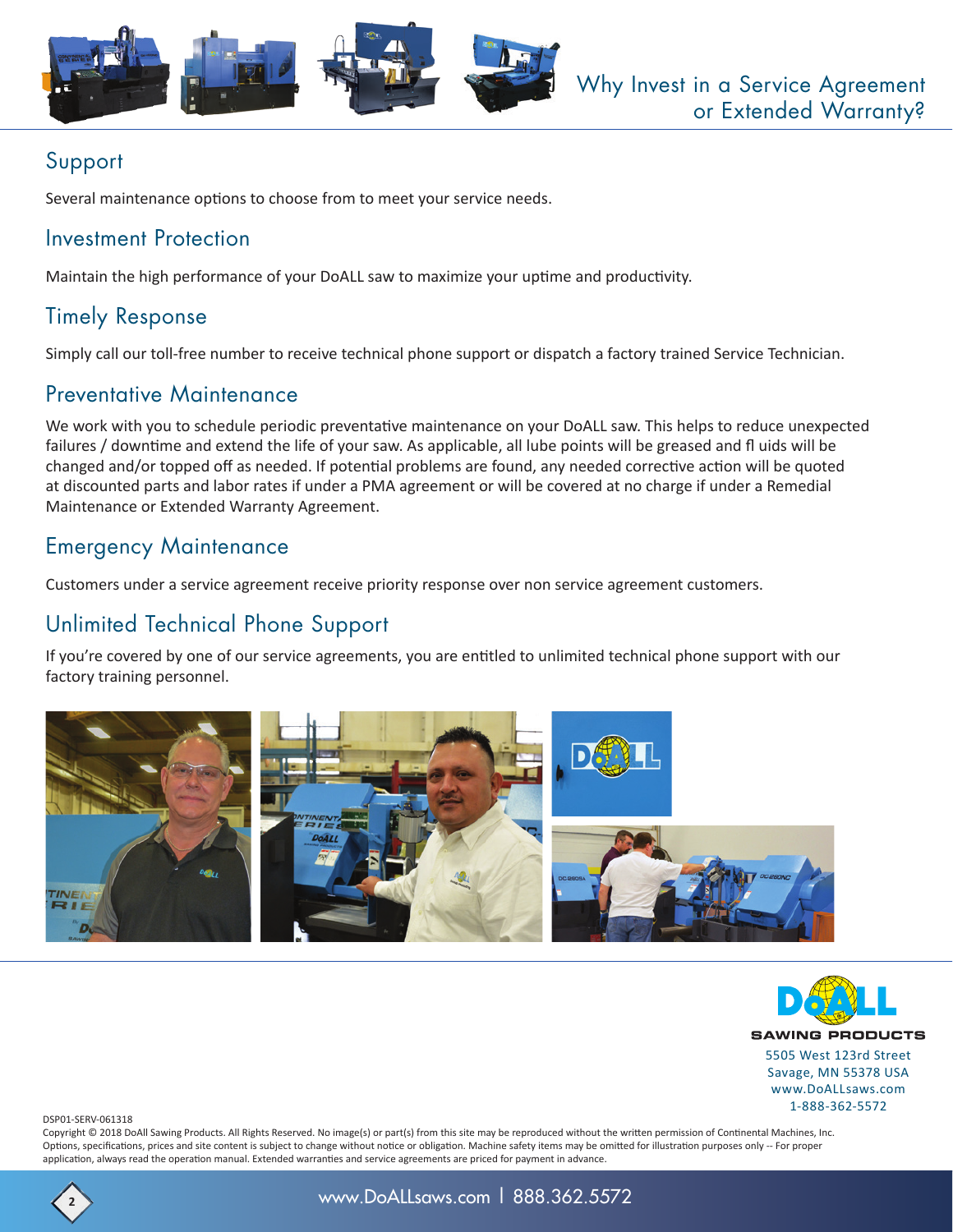# Why Invest in a Service Agreement or Extended Warranty?

## Support

Several maintenance options to choose from to meet your service needs.

## Investment Protection

Maintain the high performance of your DoALL saw to maximize your uptime and productivity.

## Timely Response

Simply call our toll-free number to receive technical phone support or dispatch a factory trained Service Technician.

## Preventative Maintenance

We work with you to schedule periodic preventative maintenance on your DoALL saw. This helps to reduce unexpected failures / downtime and extend the life of your saw. As applicable, all lube points will be greased and fluids will be changed and/or topped off as needed. If potential problems are found, any needed corrective action will be quoted at discounted parts and labor rates if under a PMA agreement or will be covered at no charge if under a Remedial Maintenance or Extended Warranty Agreement.

## Emergency Maintenance

Customers under a service agreement receive priority response over non service agreement customers.

## Unlimited Technical Phone Support

If you're covered by one of our service agreements, you are entitled to unlimited technical phone support with our factory training personnel.

DoALL SAWING PRODUCTS
5505 West 123rd Street
Savage, MN 55378 USA
www.DoALLsaws.com
1-888-362-5572

DSP01-SERV-061318

Copyright © 2018 DoAll Sawing Products. All Rights Reserved. No image(s) or part(s) from this site may be reproduced without the written permission of Continental Machines, Inc. Options, specifications, prices and site content is subject to change without notice or obligation. Machine safety items may be omitted for illustration purposes only -- For proper application, always read the operation manual. Extended warranties and service agreements are priced for payment in advance.